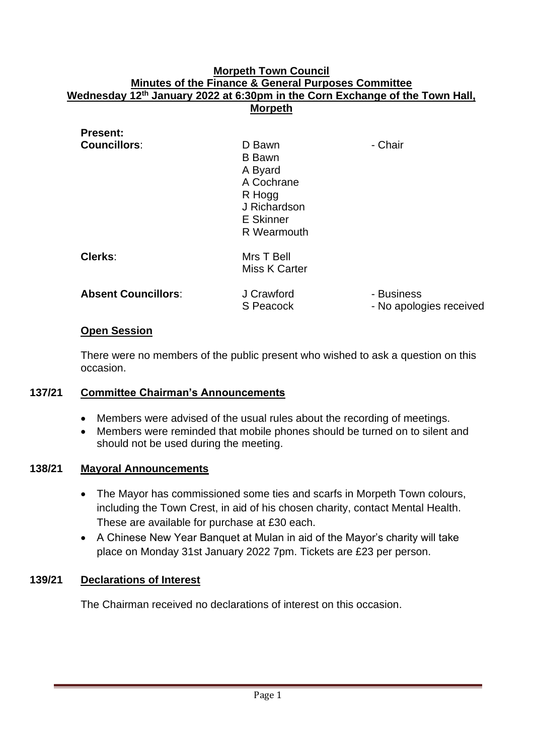# Morpeth Town Council
## Minutes of the Finance & General Purposes Committee
## Wednesday 12th January 2022 at 6:30pm in the Corn Exchange of the Town Hall, Morpeth

**Present:**

| | | |
|---|---|---|
| **Councillors**: | D Bawn | - Chair |
| | B Bawn | |
| | A Byard | |
| | A Cochrane | |
| | R Hogg | |
| | J Richardson | |
| | E Skinner | |
| | R Wearmouth | |
| **Clerks**: | Mrs T Bell | |
| | Miss K Carter | |
| **Absent Councillors**: | J Crawford | - Business |
| | S Peacock | - No apologies received |

### Open Session

There were no members of the public present who wished to ask a question on this occasion.

### 137/21 Committee Chairman's Announcements

- Members were advised of the usual rules about the recording of meetings.
- Members were reminded that mobile phones should be turned on to silent and should not be used during the meeting.

### 138/21 Mayoral Announcements

- The Mayor has commissioned some ties and scarfs in Morpeth Town colours, including the Town Crest, in aid of his chosen charity, contact Mental Health. These are available for purchase at £30 each.
- A Chinese New Year Banquet at Mulan in aid of the Mayor's charity will take place on Monday 31st January 2022 7pm. Tickets are £23 per person.

### 139/21 Declarations of Interest

The Chairman received no declarations of interest on this occasion.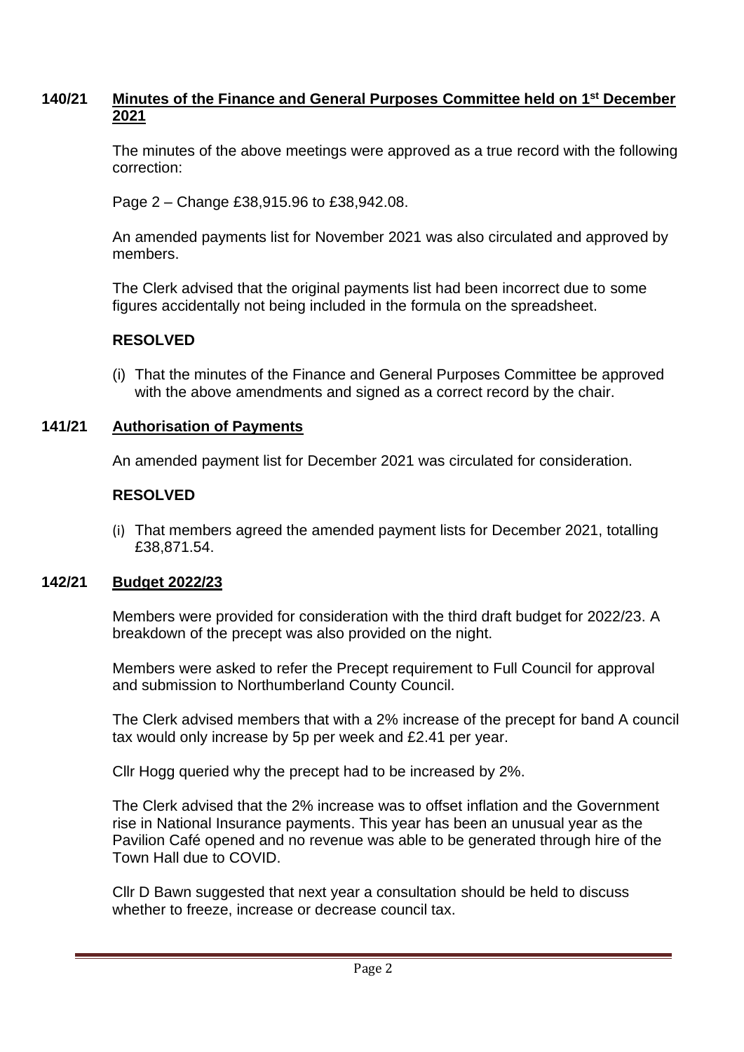## 140/21 Minutes of the Finance and General Purposes Committee held on 1st December 2021

The minutes of the above meetings were approved as a true record with the following correction:

Page 2 – Change £38,915.96 to £38,942.08.

An amended payments list for November 2021 was also circulated and approved by members.

The Clerk advised that the original payments list had been incorrect due to some figures accidentally not being included in the formula on the spreadsheet.

**RESOLVED**

(i) That the minutes of the Finance and General Purposes Committee be approved with the above amendments and signed as a correct record by the chair.

## 141/21 Authorisation of Payments

An amended payment list for December 2021 was circulated for consideration.

**RESOLVED**

(i) That members agreed the amended payment lists for December 2021, totalling £38,871.54.

## 142/21 Budget 2022/23

Members were provided for consideration with the third draft budget for 2022/23. A breakdown of the precept was also provided on the night.

Members were asked to refer the Precept requirement to Full Council for approval and submission to Northumberland County Council.

The Clerk advised members that with a 2% increase of the precept for band A council tax would only increase by 5p per week and £2.41 per year.

Cllr Hogg queried why the precept had to be increased by 2%.

The Clerk advised that the 2% increase was to offset inflation and the Government rise in National Insurance payments. This year has been an unusual year as the Pavilion Café opened and no revenue was able to be generated through hire of the Town Hall due to COVID.

Cllr D Bawn suggested that next year a consultation should be held to discuss whether to freeze, increase or decrease council tax.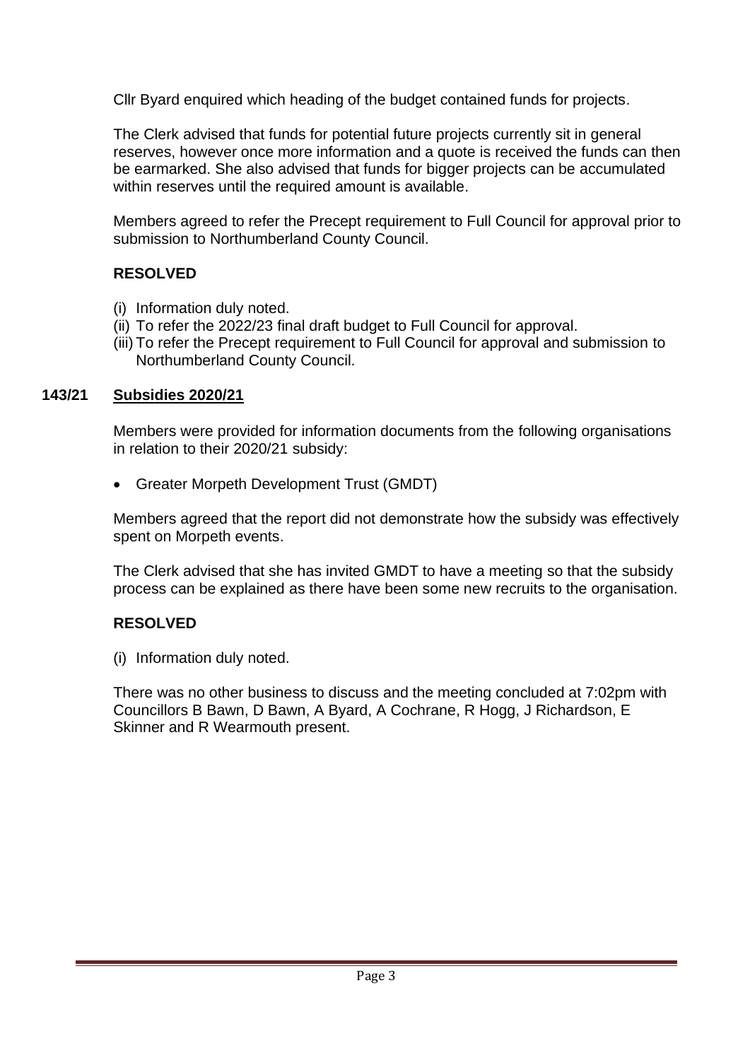Cllr Byard enquired which heading of the budget contained funds for projects.

The Clerk advised that funds for potential future projects currently sit in general reserves, however once more information and a quote is received the funds can then be earmarked. She also advised that funds for bigger projects can be accumulated within reserves until the required amount is available.

Members agreed to refer the Precept requirement to Full Council for approval prior to submission to Northumberland County Council.

**RESOLVED**

(i) Information duly noted.
(ii) To refer the 2022/23 final draft budget to Full Council for approval.
(iii) To refer the Precept requirement to Full Council for approval and submission to Northumberland County Council.

## 143/21 Subsidies 2020/21

Members were provided for information documents from the following organisations in relation to their 2020/21 subsidy:

- Greater Morpeth Development Trust (GMDT)

Members agreed that the report did not demonstrate how the subsidy was effectively spent on Morpeth events.

The Clerk advised that she has invited GMDT to have a meeting so that the subsidy process can be explained as there have been some new recruits to the organisation.

**RESOLVED**

(i) Information duly noted.

There was no other business to discuss and the meeting concluded at 7:02pm with Councillors B Bawn, D Bawn, A Byard, A Cochrane, R Hogg, J Richardson, E Skinner and R Wearmouth present.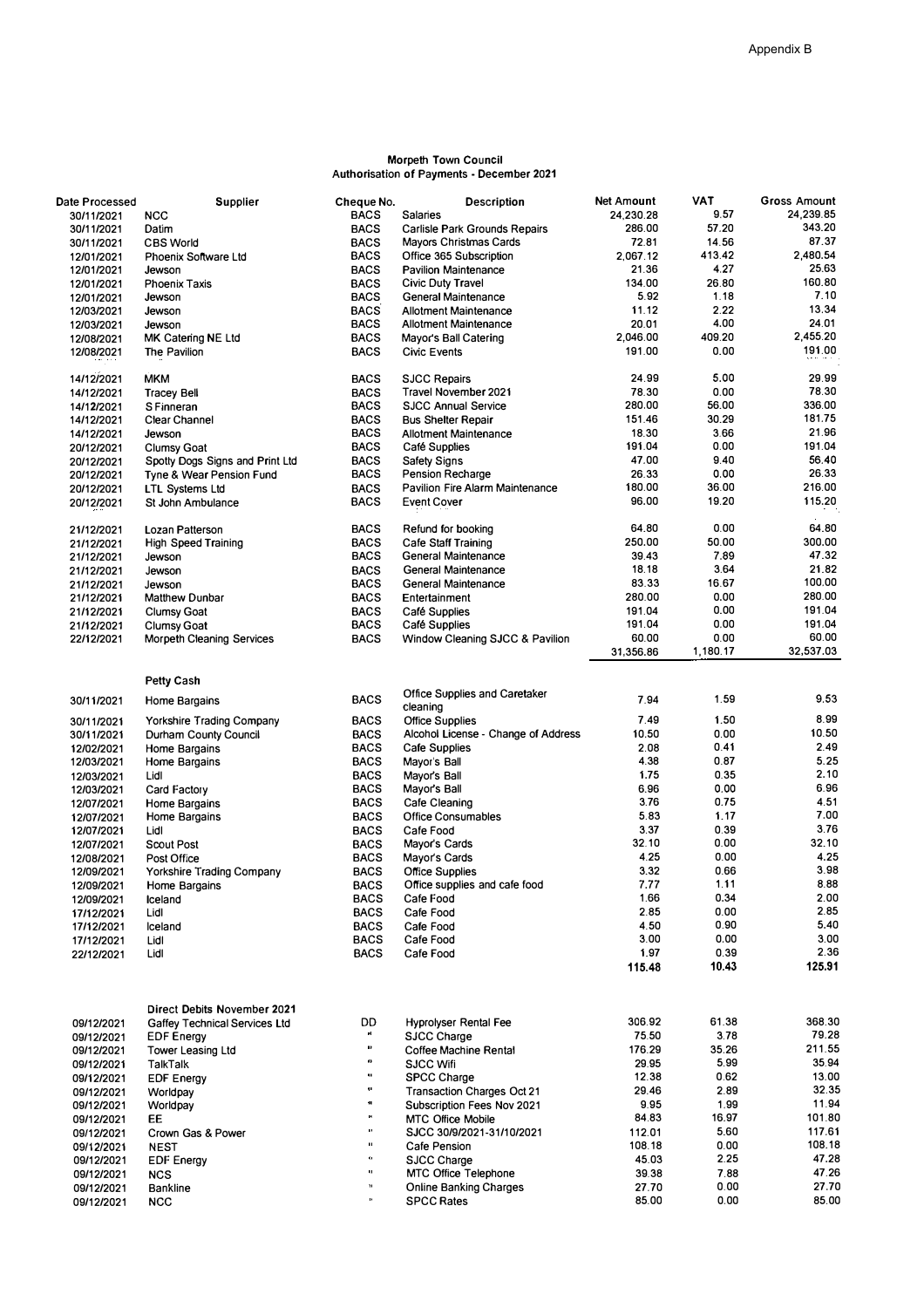Appendix B

# Morpeth Town Council

## Authorisation of Payments - December 2021

| Date Processed | Supplier | Cheque No. | Description | Net Amount | VAT | Gross Amount |
|---|---|---|---|---|---|---|
| 30/11/2021 | NCC | BACS | Salaries | 24,230.28 | 9.57 | 24,239.85 |
| 30/11/2021 | Datim | BACS | Carlisle Park Grounds Repairs | 286.00 | 57.20 | 343.20 |
| 30/11/2021 | CBS World | BACS | Mayors Christmas Cards | 72.81 | 14.56 | 87.37 |
| 12/01/2021 | Phoenix Software Ltd | BACS | Office 365 Subscription | 2,067.12 | 413.42 | 2,480.54 |
| 12/01/2021 | Jewson | BACS | Pavilion Maintenance | 21.36 | 4.27 | 25.63 |
| 12/01/2021 | Phoenix Taxis | BACS | Civic Duty Travel | 134.00 | 26.80 | 160.80 |
| 12/01/2021 | Jewson | BACS | General Maintenance | 5.92 | 1.18 | 7.10 |
| 12/03/2021 | Jewson | BACS | Allotment Maintenance | 11.12 | 2.22 | 13.34 |
| 12/03/2021 | Jewson | BACS | Allotment Maintenance | 20.01 | 4.00 | 24.01 |
| 12/08/2021 | MK Catering NE Ltd | BACS | Mayor's Ball Catering | 2,046.00 | 409.20 | 2,455.20 |
| 12/08/2021 | The Pavilion | BACS | Civic Events | 191.00 | 0.00 | 191.00 |
| 14/12/2021 | MKM | BACS | SJCC Repairs | 24.99 | 5.00 | 29.99 |
| 14/12/2021 | Tracey Bell | BACS | Travel November 2021 | 78.30 | 0.00 | 78.30 |
| 14/12/2021 | S Finneran | BACS | SJCC Annual Service | 280.00 | 56.00 | 336.00 |
| 14/12/2021 | Clear Channel | BACS | Bus Shelter Repair | 151.46 | 30.29 | 181.75 |
| 14/12/2021 | Jewson | BACS | Allotment Maintenance | 18.30 | 3.66 | 21.96 |
| 20/12/2021 | Clumsy Goat | BACS | Café Supplies | 191.04 | 0.00 | 191.04 |
| 20/12/2021 | Spotty Dogs Signs and Print Ltd | BACS | Safety Signs | 47.00 | 9.40 | 56.40 |
| 20/12/2021 | Tyne & Wear Pension Fund | BACS | Pension Recharge | 26.33 | 0.00 | 26.33 |
| 20/12/2021 | LTL Systems Ltd | BACS | Pavilion Fire Alarm Maintenance | 180.00 | 36.00 | 216.00 |
| 20/12/2021 | St John Ambulance | BACS | Event Cover | 96.00 | 19.20 | 115.20 |
| 21/12/2021 | Lozan Patterson | BACS | Refund for booking | 64.80 | 0.00 | 64.80 |
| 21/12/2021 | High Speed Training | BACS | Cafe Staff Training | 250.00 | 50.00 | 300.00 |
| 21/12/2021 | Jewson | BACS | General Maintenance | 39.43 | 7.89 | 47.32 |
| 21/12/2021 | Jewson | BACS | General Maintenance | 18.18 | 3.64 | 21.82 |
| 21/12/2021 | Jewson | BACS | General Maintenance | 83.33 | 16.67 | 100.00 |
| 21/12/2021 | Matthew Dunbar | BACS | Entertainment | 280.00 | 0.00 | 280.00 |
| 21/12/2021 | Clumsy Goat | BACS | Café Supplies | 191.04 | 0.00 | 191.04 |
| 21/12/2021 | Clumsy Goat | BACS | Café Supplies | 191.04 | 0.00 | 191.04 |
| 22/12/2021 | Morpeth Cleaning Services | BACS | Window Cleaning SJCC & Pavilion | 60.00 | 0.00 | 60.00 |
| | | | | 31,356.86 | 1,180.17 | 32,537.03 |
| | **Petty Cash** | | | | | |
| 30/11/2021 | Home Bargains | BACS | Office Supplies and Caretaker cleaning | 7.94 | 1.59 | 9.53 |
| 30/11/2021 | Yorkshire Trading Company | BACS | Office Supplies | 7.49 | 1.50 | 8.99 |
| 30/11/2021 | Durham County Council | BACS | Alcohol License - Change of Address | 10.50 | 0.00 | 10.50 |
| 12/02/2021 | Home Bargains | BACS | Cafe Supplies | 2.08 | 0.41 | 2.49 |
| 12/03/2021 | Home Bargains | BACS | Mayor's Ball | 4.38 | 0.87 | 5.25 |
| 12/03/2021 | Lidl | BACS | Mayor's Ball | 1.75 | 0.35 | 2.10 |
| 12/03/2021 | Card Factory | BACS | Mayor's Ball | 6.96 | 0.00 | 6.96 |
| 12/07/2021 | Home Bargains | BACS | Cafe Cleaning | 3.76 | 0.75 | 4.51 |
| 12/07/2021 | Home Bargains | BACS | Office Consumables | 5.83 | 1.17 | 7.00 |
| 12/07/2021 | Lidl | BACS | Cafe Food | 3.37 | 0.39 | 3.76 |
| 12/07/2021 | Scout Post | BACS | Mayor's Cards | 32.10 | 0.00 | 32.10 |
| 12/08/2021 | Post Office | BACS | Mayor's Cards | 4.25 | 0.00 | 4.25 |
| 12/09/2021 | Yorkshire Trading Company | BACS | Office Supplies | 3.32 | 0.66 | 3.98 |
| 12/09/2021 | Home Bargains | BACS | Office supplies and cafe food | 7.77 | 1.11 | 8.88 |
| 12/09/2021 | Iceland | BACS | Cafe Food | 1.66 | 0.34 | 2.00 |
| 17/12/2021 | Lidl | BACS | Cafe Food | 2.85 | 0.00 | 2.85 |
| 17/12/2021 | Iceland | BACS | Cafe Food | 4.50 | 0.90 | 5.40 |
| 17/12/2021 | Lidl | BACS | Cafe Food | 3.00 | 0.00 | 3.00 |
| 22/12/2021 | Lidl | BACS | Cafe Food | 1.97 | 0.39 | 2.36 |
| | | | | **115.48** | **10.43** | **125.91** |
| | **Direct Debits November 2021** | | | | | |
| 09/12/2021 | Gaffey Technical Services Ltd | DD | Hyprolyser Rental Fee | 306.92 | 61.38 | 368.30 |
| 09/12/2021 | EDF Energy | " | SJCC Charge | 75.50 | 3.78 | 79.28 |
| 09/12/2021 | Tower Leasing Ltd | " | Coffee Machine Rental | 176.29 | 35.26 | 211.55 |
| 09/12/2021 | TalkTalk | " | SJCC Wifi | 29.95 | 5.99 | 35.94 |
| 09/12/2021 | EDF Energy | " | SPCC Charge | 12.38 | 0.62 | 13.00 |
| 09/12/2021 | Worldpay | " | Transaction Charges Oct 21 | 29.46 | 2.89 | 32.35 |
| 09/12/2021 | Worldpay | " | Subscription Fees Nov 2021 | 9.95 | 1.99 | 11.94 |
| 09/12/2021 | EE | " | MTC Office Mobile | 84.83 | 16.97 | 101.80 |
| 09/12/2021 | Crown Gas & Power | " | SJCC 30/9/2021-31/10/2021 | 112.01 | 5.60 | 117.61 |
| 09/12/2021 | NEST | " | Cafe Pension | 108.18 | 0.00 | 108.18 |
| 09/12/2021 | EDF Energy | " | SJCC Charge | 45.03 | 2.25 | 47.28 |
| 09/12/2021 | NCS | " | MTC Office Telephone | 39.38 | 7.88 | 47.26 |
| 09/12/2021 | Bankline | " | Online Banking Charges | 27.70 | 0.00 | 27.70 |
| 09/12/2021 | NCC | " | SPCC Rates | 85.00 | 0.00 | 85.00 |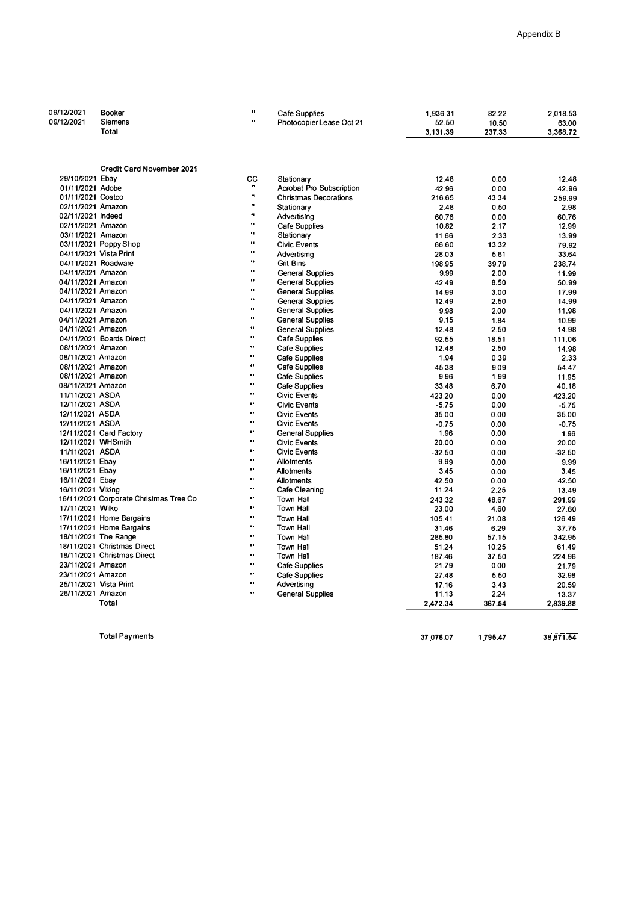Appendix B

| | | | | | | |
|---|---|---|---|---|---|---|
| 09/12/2021 | Booker | " | Cafe Supplies | 1,936.31 | 82.22 | 2,018.53 |
| 09/12/2021 | Siemens | " | Photocopier Lease Oct 21 | 52.50 | 10.50 | 63.00 |
| | **Total** | | | **3,131.39** | **237.33** | **3,368.72** |
| | | | | | | |
| | **Credit Card November 2021** | | | | | |
| 29/10/2021 | Ebay | CC | Stationary | 12.48 | 0.00 | 12.48 |
| 01/11/2021 | Adobe | " | Acrobat Pro Subscription | 42.96 | 0.00 | 42.96 |
| 01/11/2021 | Costco | " | Christmas Decorations | 216.65 | 43.34 | 259.99 |
| 02/11/2021 | Amazon | " | Stationary | 2.48 | 0.50 | 2.98 |
| 02/11/2021 | Indeed | " | Advertising | 60.76 | 0.00 | 60.76 |
| 02/11/2021 | Amazon | " | Cafe Supplies | 10.82 | 2.17 | 12.99 |
| 03/11/2021 | Amazon | " | Stationary | 11.66 | 2.33 | 13.99 |
| 03/11/2021 | Poppy Shop | " | Civic Events | 66.60 | 13.32 | 79.92 |
| 04/11/2021 | Vista Print | " | Advertising | 28.03 | 5.61 | 33.64 |
| 04/11/2021 | Roadware | " | Grit Bins | 198.95 | 39.79 | 238.74 |
| 04/11/2021 | Amazon | " | General Supplies | 9.99 | 2.00 | 11.99 |
| 04/11/2021 | Amazon | " | General Supplies | 42.49 | 8.50 | 50.99 |
| 04/11/2021 | Amazon | " | General Supplies | 14.99 | 3.00 | 17.99 |
| 04/11/2021 | Amazon | " | General Supplies | 12.49 | 2.50 | 14.99 |
| 04/11/2021 | Amazon | " | General Supplies | 9.98 | 2.00 | 11.98 |
| 04/11/2021 | Amazon | " | General Supplies | 9.15 | 1.84 | 10.99 |
| 04/11/2021 | Amazon | " | General Supplies | 12.48 | 2.50 | 14.98 |
| 04/11/2021 | Boards Direct | " | Cafe Supplies | 92.55 | 18.51 | 111.06 |
| 08/11/2021 | Amazon | " | Cafe Supplies | 12.48 | 2.50 | 14.98 |
| 08/11/2021 | Amazon | " | Cafe Supplies | 1.94 | 0.39 | 2.33 |
| 08/11/2021 | Amazon | " | Cafe Supplies | 45.38 | 9.09 | 54.47 |
| 08/11/2021 | Amazon | " | Cafe Supplies | 9.96 | 1.99 | 11.95 |
| 08/11/2021 | Amazon | " | Cafe Supplies | 33.48 | 6.70 | 40.18 |
| 11/11/2021 | ASDA | " | Civic Events | 423.20 | 0.00 | 423.20 |
| 12/11/2021 | ASDA | " | Civic Events | -5.75 | 0.00 | -5.75 |
| 12/11/2021 | ASDA | " | Civic Events | 35.00 | 0.00 | 35.00 |
| 12/11/2021 | ASDA | " | Civic Events | -0.75 | 0.00 | -0.75 |
| 12/11/2021 | Card Factory | " | General Supplies | 1.96 | 0.00 | 1.96 |
| 12/11/2021 | WHSmith | " | Civic Events | 20.00 | 0.00 | 20.00 |
| 11/11/2021 | ASDA | " | Civic Events | -32.50 | 0.00 | -32.50 |
| 16/11/2021 | Ebay | " | Allotments | 9.99 | 0.00 | 9.99 |
| 16/11/2021 | Ebay | " | Allotments | 3.45 | 0.00 | 3.45 |
| 16/11/2021 | Ebay | " | Allotments | 42.50 | 0.00 | 42.50 |
| 16/11/2021 | Viking | " | Cafe Cleaning | 11.24 | 2.25 | 13.49 |
| 16/11/2021 | Corporate Christmas Tree Co | " | Town Hall | 243.32 | 48.67 | 291.99 |
| 17/11/2021 | Wilko | " | Town Hall | 23.00 | 4.60 | 27.60 |
| 17/11/2021 | Home Bargains | " | Town Hall | 105.41 | 21.08 | 126.49 |
| 17/11/2021 | Home Bargains | " | Town Hall | 31.46 | 6.29 | 37.75 |
| 18/11/2021 | The Range | " | Town Hall | 285.80 | 57.15 | 342.95 |
| 18/11/2021 | Christmas Direct | " | Town Hall | 51.24 | 10.25 | 61.49 |
| 18/11/2021 | Christmas Direct | " | Town Hall | 187.46 | 37.50 | 224.96 |
| 23/11/2021 | Amazon | " | Cafe Supplies | 21.79 | 0.00 | 21.79 |
| 23/11/2021 | Amazon | " | Cafe Supplies | 27.48 | 5.50 | 32.98 |
| 25/11/2021 | Vista Print | " | Advertising | 17.16 | 3.43 | 20.59 |
| 26/11/2021 | Amazon | " | General Supplies | 11.13 | 2.24 | 13.37 |
| | **Total** | | | **2,472.34** | **367.54** | **2,839.88** |
| | | | | | | |
| | **Total Payments** | | | **37,076.07** | **1,795.47** | **38,871.54** |